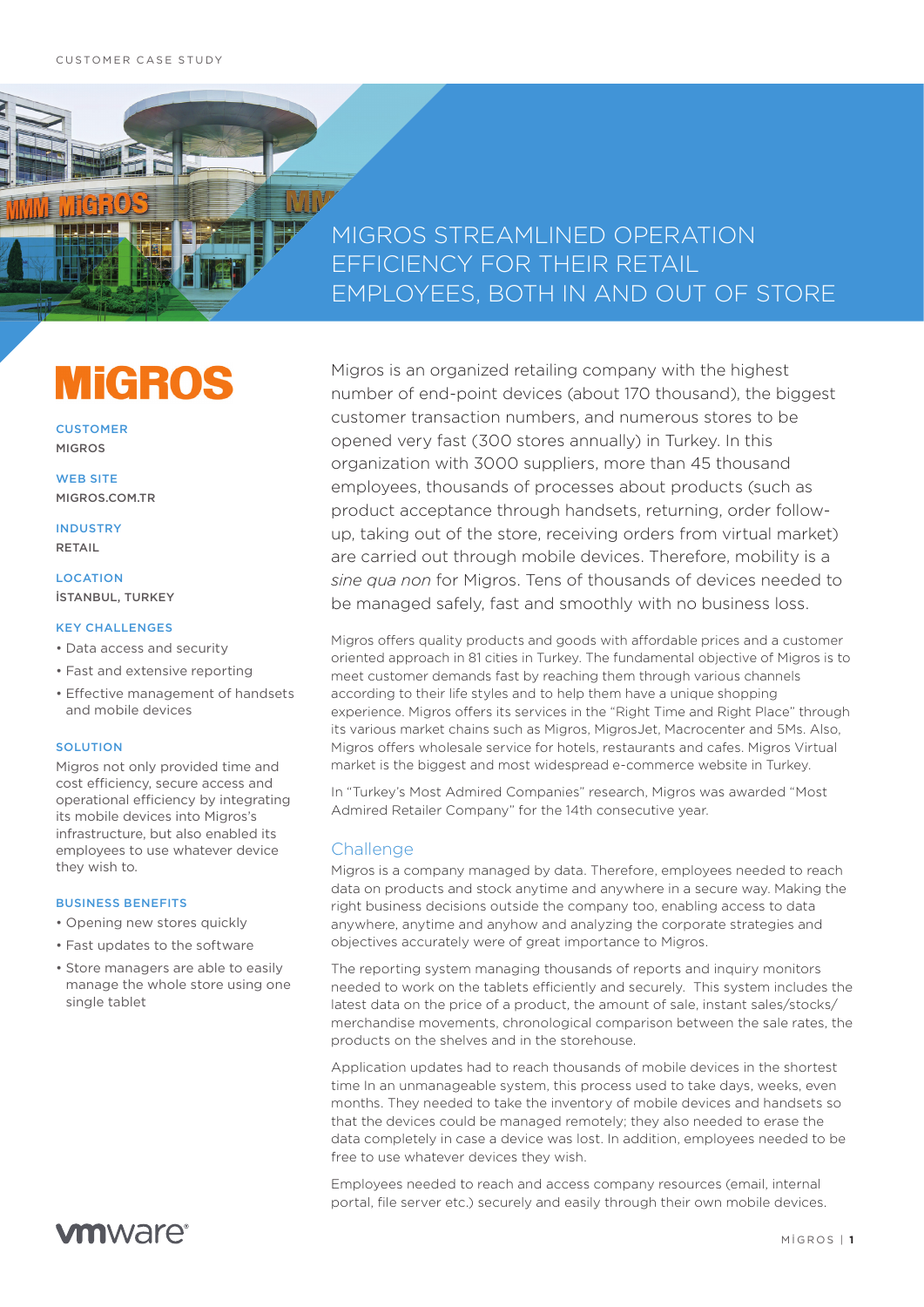CUSTOMER CASE STUDY

# MIGROS STREAMLINED OPERATION EFFICIENCY FOR THEIR RETAIL EMPLOYEES, BOTH IN AND OUT OF STORE

**MiGROS**

**CUSTOMER**
MIGROS

**WEB SITE**
MIGROS.COM.TR

**INDUSTRY**
RETAIL

**LOCATION**
İSTANBUL, TURKEY

**KEY CHALLENGES**

- Data access and security
- Fast and extensive reporting
- Effective management of handsets and mobile devices

**SOLUTION**

Migros not only provided time and cost efficiency, secure access and operational efficiency by integrating its mobile devices into Migros's infrastructure, but also enabled its employees to use whatever device they wish to.

**BUSINESS BENEFITS**

- Opening new stores quickly
- Fast updates to the software
- Store managers are able to easily manage the whole store using one single tablet

Migros is an organized retailing company with the highest number of end-point devices (about 170 thousand), the biggest customer transaction numbers, and numerous stores to be opened very fast (300 stores annually) in Turkey. In this organization with 3000 suppliers, more than 45 thousand employees, thousands of processes about products (such as product acceptance through handsets, returning, order follow-up, taking out of the store, receiving orders from virtual market) are carried out through mobile devices. Therefore, mobility is a *sine qua non* for Migros. Tens of thousands of devices needed to be managed safely, fast and smoothly with no business loss.

Migros offers quality products and goods with affordable prices and a customer oriented approach in 81 cities in Turkey. The fundamental objective of Migros is to meet customer demands fast by reaching them through various channels according to their life styles and to help them have a unique shopping experience. Migros offers its services in the "Right Time and Right Place" through its various market chains such as Migros, MigrosJet, Macrocenter and 5Ms. Also, Migros offers wholesale service for hotels, restaurants and cafes. Migros Virtual market is the biggest and most widespread e-commerce website in Turkey.

In "Turkey's Most Admired Companies" research, Migros was awarded "Most Admired Retailer Company" for the 14th consecutive year.

## Challenge

Migros is a company managed by data. Therefore, employees needed to reach data on products and stock anytime and anywhere in a secure way. Making the right business decisions outside the company too, enabling access to data anywhere, anytime and anyhow and analyzing the corporate strategies and objectives accurately were of great importance to Migros.

The reporting system managing thousands of reports and inquiry monitors needed to work on the tablets efficiently and securely. This system includes the latest data on the price of a product, the amount of sale, instant sales/stocks/merchandise movements, chronological comparison between the sale rates, the products on the shelves and in the storehouse.

Application updates had to reach thousands of mobile devices in the shortest time In an unmanageable system, this process used to take days, weeks, even months. They needed to take the inventory of mobile devices and handsets so that the devices could be managed remotely; they also needed to erase the data completely in case a device was lost. In addition, employees needed to be free to use whatever devices they wish.

Employees needed to reach and access company resources (email, internal portal, file server etc.) securely and easily through their own mobile devices.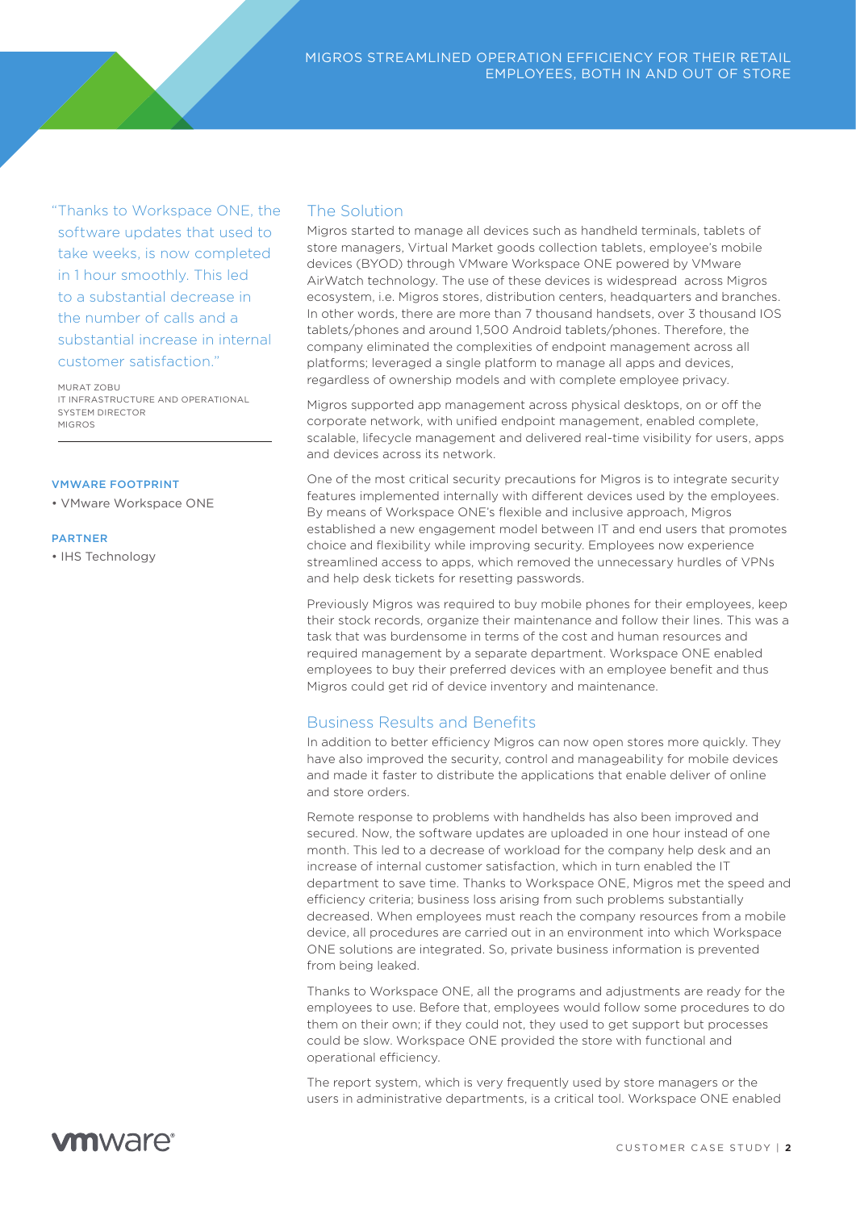"Thanks to Workspace ONE, the software updates that used to take weeks, is now completed in 1 hour smoothly. This led to a substantial decrease in the number of calls and a substantial increase in internal customer satisfaction."

MURAT ZOBU
IT INFRASTRUCTURE AND OPERATIONAL SYSTEM DIRECTOR
MIGROS

**VMWARE FOOTPRINT**

- VMware Workspace ONE

**PARTNER**

- IHS Technology

## The Solution

Migros started to manage all devices such as handheld terminals, tablets of store managers, Virtual Market goods collection tablets, employee's mobile devices (BYOD) through VMware Workspace ONE powered by VMware AirWatch technology. The use of these devices is widespread across Migros ecosystem, i.e. Migros stores, distribution centers, headquarters and branches. In other words, there are more than 7 thousand handsets, over 3 thousand IOS tablets/phones and around 1,500 Android tablets/phones. Therefore, the company eliminated the complexities of endpoint management across all platforms; leveraged a single platform to manage all apps and devices, regardless of ownership models and with complete employee privacy.

Migros supported app management across physical desktops, on or off the corporate network, with unified endpoint management, enabled complete, scalable, lifecycle management and delivered real-time visibility for users, apps and devices across its network.

One of the most critical security precautions for Migros is to integrate security features implemented internally with different devices used by the employees. By means of Workspace ONE's flexible and inclusive approach, Migros established a new engagement model between IT and end users that promotes choice and flexibility while improving security. Employees now experience streamlined access to apps, which removed the unnecessary hurdles of VPNs and help desk tickets for resetting passwords.

Previously Migros was required to buy mobile phones for their employees, keep their stock records, organize their maintenance and follow their lines. This was a task that was burdensome in terms of the cost and human resources and required management by a separate department. Workspace ONE enabled employees to buy their preferred devices with an employee benefit and thus Migros could get rid of device inventory and maintenance.

## Business Results and Benefits

In addition to better efficiency Migros can now open stores more quickly. They have also improved the security, control and manageability for mobile devices and made it faster to distribute the applications that enable deliver of online and store orders.

Remote response to problems with handhelds has also been improved and secured. Now, the software updates are uploaded in one hour instead of one month. This led to a decrease of workload for the company help desk and an increase of internal customer satisfaction, which in turn enabled the IT department to save time. Thanks to Workspace ONE, Migros met the speed and efficiency criteria; business loss arising from such problems substantially decreased. When employees must reach the company resources from a mobile device, all procedures are carried out in an environment into which Workspace ONE solutions are integrated. So, private business information is prevented from being leaked.

Thanks to Workspace ONE, all the programs and adjustments are ready for the employees to use. Before that, employees would follow some procedures to do them on their own; if they could not, they used to get support but processes could be slow. Workspace ONE provided the store with functional and operational efficiency.

The report system, which is very frequently used by store managers or the users in administrative departments, is a critical tool. Workspace ONE enabled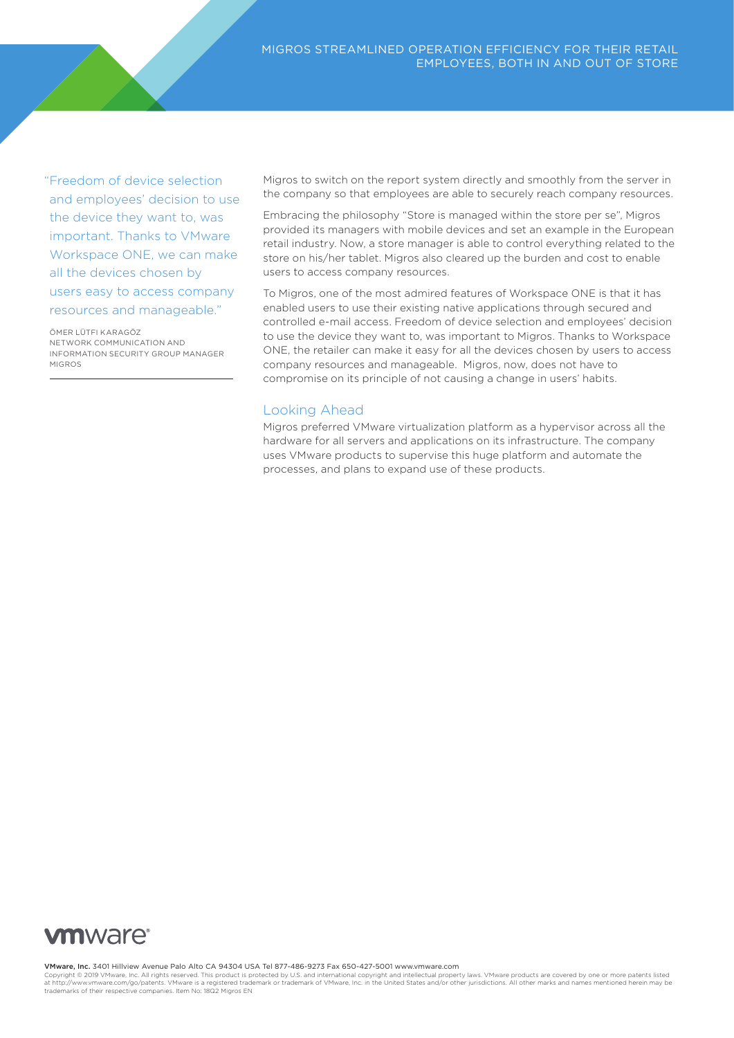> "Freedom of device selection and employees' decision to use the device they want to, was important. Thanks to VMware Workspace ONE, we can make all the devices chosen by users easy to access company resources and manageable."
>
> ÖMER LÜTFI KARAGÖZ
> NETWORK COMMUNICATION AND INFORMATION SECURITY GROUP MANAGER
> MIGROS

Migros to switch on the report system directly and smoothly from the server in the company so that employees are able to securely reach company resources.

Embracing the philosophy "Store is managed within the store per se", Migros provided its managers with mobile devices and set an example in the European retail industry. Now, a store manager is able to control everything related to the store on his/her tablet. Migros also cleared up the burden and cost to enable users to access company resources.

To Migros, one of the most admired features of Workspace ONE is that it has enabled users to use their existing native applications through secured and controlled e-mail access. Freedom of device selection and employees' decision to use the device they want to, was important to Migros. Thanks to Workspace ONE, the retailer can make it easy for all the devices chosen by users to access company resources and manageable. Migros, now, does not have to compromise on its principle of not causing a change in users' habits.

## Looking Ahead

Migros preferred VMware virtualization platform as a hypervisor across all the hardware for all servers and applications on its infrastructure. The company uses VMware products to supervise this huge platform and automate the processes, and plans to expand use of these products.

**VMware, Inc.** 3401 Hillview Avenue Palo Alto CA 94304 USA Tel 877-486-9273 Fax 650-427-5001 www.vmware.com
Copyright © 2019 VMware, Inc. All rights reserved. This product is protected by U.S. and international copyright and intellectual property laws. VMware products are covered by one or more patents listed at http://www.vmware.com/go/patents. VMware is a registered trademark or trademark of VMware, Inc. in the United States and/or other jurisdictions. All other marks and names mentioned herein may be trademarks of their respective companies. Item No: 18Q2 Migros EN